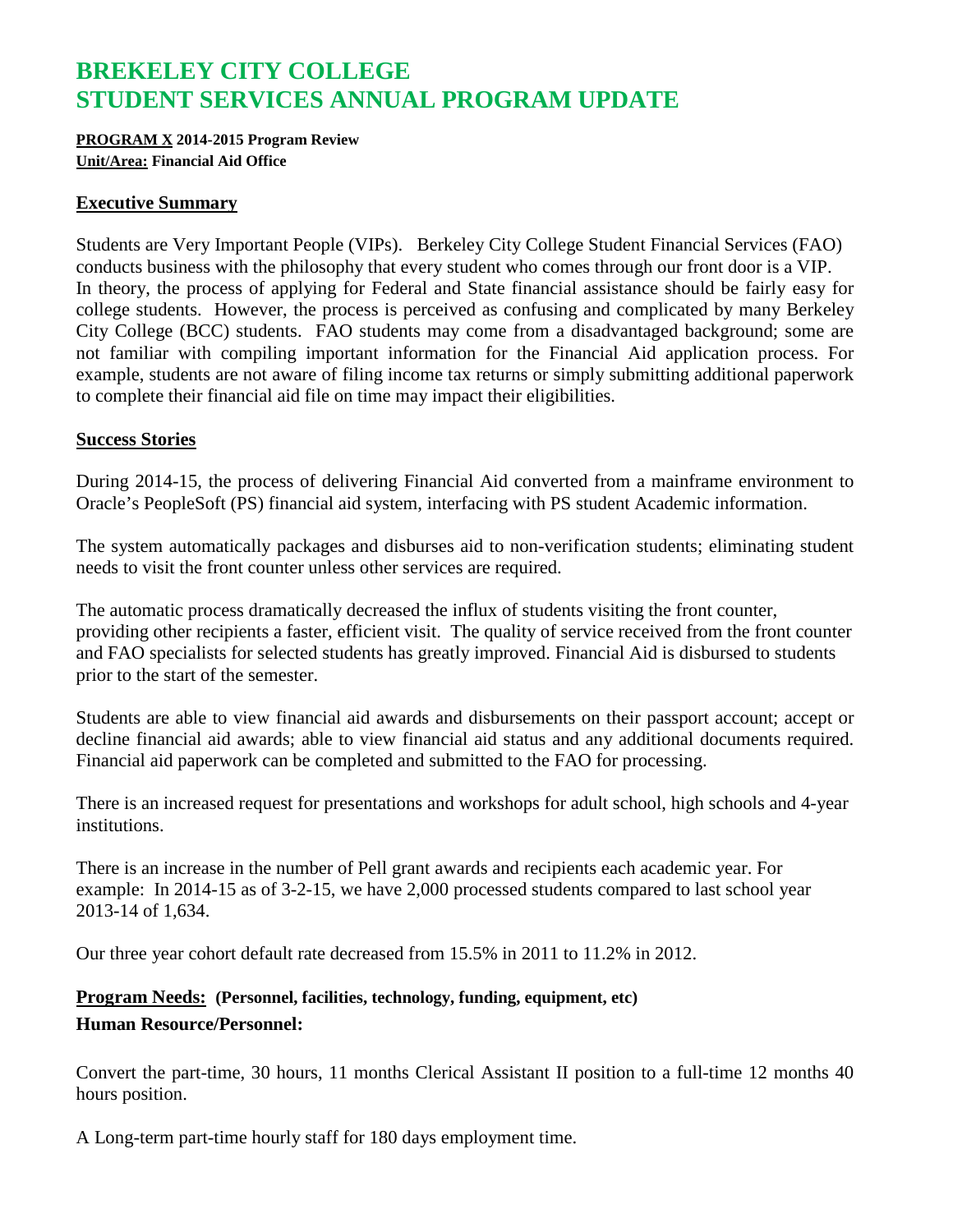# BREKELEY CITY COLLEGE
# STUDENT SERVICES ANNUAL PROGRAM UPDATE

**PROGRAM X 2014-2015 Program Review**
**Unit/Area: Financial Aid Office**

## Executive Summary

Students are Very Important People (VIPs). Berkeley City College Student Financial Services (FAO) conducts business with the philosophy that every student who comes through our front door is a VIP. In theory, the process of applying for Federal and State financial assistance should be fairly easy for college students. However, the process is perceived as confusing and complicated by many Berkeley City College (BCC) students. FAO students may come from a disadvantaged background; some are not familiar with compiling important information for the Financial Aid application process. For example, students are not aware of filing income tax returns or simply submitting additional paperwork to complete their financial aid file on time may impact their eligibilities.

## Success Stories

During 2014-15, the process of delivering Financial Aid converted from a mainframe environment to Oracle's PeopleSoft (PS) financial aid system, interfacing with PS student Academic information.

The system automatically packages and disburses aid to non-verification students; eliminating student needs to visit the front counter unless other services are required.

The automatic process dramatically decreased the influx of students visiting the front counter, providing other recipients a faster, efficient visit. The quality of service received from the front counter and FAO specialists for selected students has greatly improved. Financial Aid is disbursed to students prior to the start of the semester.

Students are able to view financial aid awards and disbursements on their passport account; accept or decline financial aid awards; able to view financial aid status and any additional documents required. Financial aid paperwork can be completed and submitted to the FAO for processing.

There is an increased request for presentations and workshops for adult school, high schools and 4-year institutions.

There is an increase in the number of Pell grant awards and recipients each academic year. For example: In 2014-15 as of 3-2-15, we have 2,000 processed students compared to last school year 2013-14 of 1,634.

Our three year cohort default rate decreased from 15.5% in 2011 to 11.2% in 2012.

## Program Needs: (Personnel, facilities, technology, funding, equipment, etc)

### Human Resource/Personnel:

Convert the part-time, 30 hours, 11 months Clerical Assistant II position to a full-time 12 months 40 hours position.

A Long-term part-time hourly staff for 180 days employment time.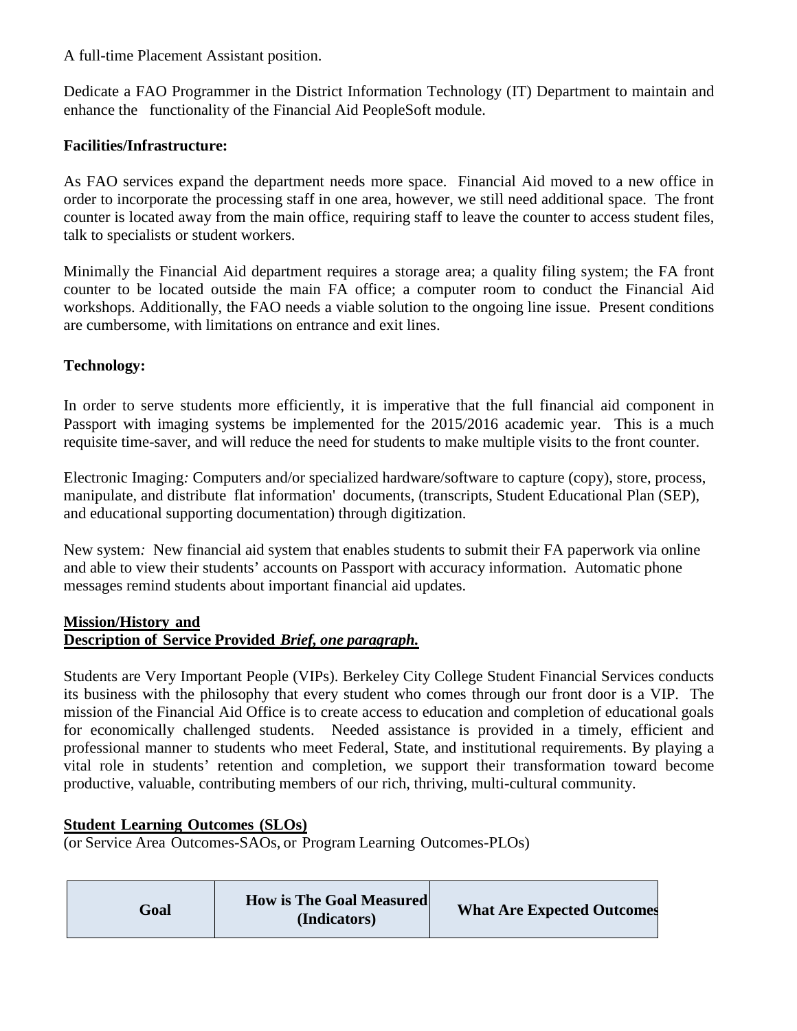A full-time Placement Assistant position.

Dedicate a FAO Programmer in the District Information Technology (IT) Department to maintain and enhance the functionality of the Financial Aid PeopleSoft module.

**Facilities/Infrastructure:**

As FAO services expand the department needs more space. Financial Aid moved to a new office in order to incorporate the processing staff in one area, however, we still need additional space. The front counter is located away from the main office, requiring staff to leave the counter to access student files, talk to specialists or student workers.

Minimally the Financial Aid department requires a storage area; a quality filing system; the FA front counter to be located outside the main FA office; a computer room to conduct the Financial Aid workshops. Additionally, the FAO needs a viable solution to the ongoing line issue. Present conditions are cumbersome, with limitations on entrance and exit lines.

**Technology:**

In order to serve students more efficiently, it is imperative that the full financial aid component in Passport with imaging systems be implemented for the 2015/2016 academic year. This is a much requisite time-saver, and will reduce the need for students to make multiple visits to the front counter.

Electronic Imaging*:* Computers and/or specialized hardware/software to capture (copy), store, process, manipulate, and distribute flat information' documents, (transcripts, Student Educational Plan (SEP), and educational supporting documentation) through digitization.

New system*:* New financial aid system that enables students to submit their FA paperwork via online and able to view their students' accounts on Passport with accuracy information. Automatic phone messages remind students about important financial aid updates.

**Mission/History and**
**Description of Service Provided** ***Brief, one paragraph.***

Students are Very Important People (VIPs). Berkeley City College Student Financial Services conducts its business with the philosophy that every student who comes through our front door is a VIP. The mission of the Financial Aid Office is to create access to education and completion of educational goals for economically challenged students. Needed assistance is provided in a timely, efficient and professional manner to students who meet Federal, State, and institutional requirements. By playing a vital role in students' retention and completion, we support their transformation toward become productive, valuable, contributing members of our rich, thriving, multi-cultural community.

**Student Learning Outcomes (SLOs)**
(or Service Area Outcomes-SAOs, or Program Learning Outcomes-PLOs)

| Goal | How is The Goal Measured (Indicators) | What Are Expected Outcomes |
|---|---|---|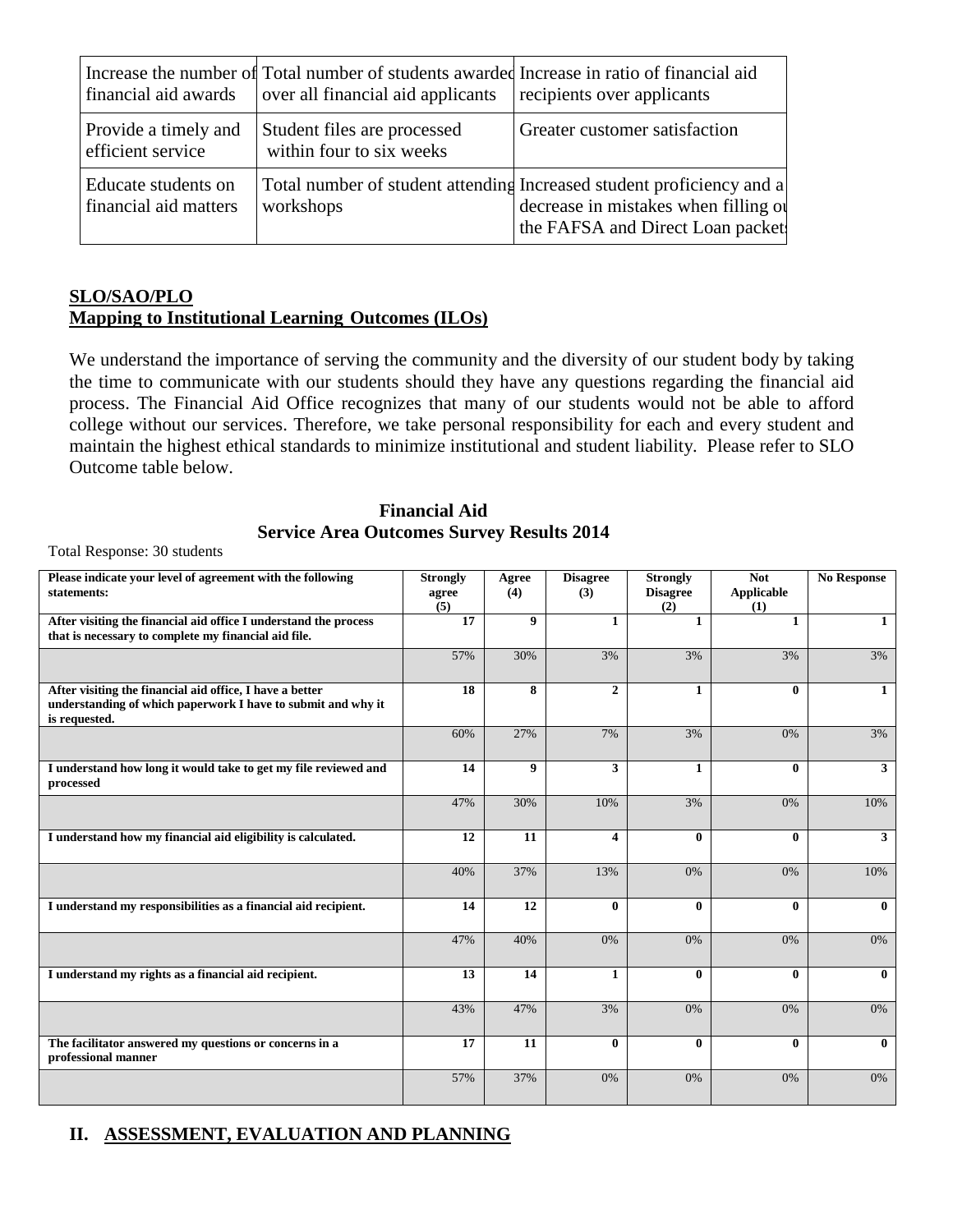| Increase the number of financial aid awards | Total number of students awarded over all financial aid applicants | Increase in ratio of financial aid recipients over applicants |
|---|---|---|
| Provide a timely and efficient service | Student files are processed within four to six weeks | Greater customer satisfaction |
| Educate students on financial aid matters | Total number of student attending workshops | Increased student proficiency and a decrease in mistakes when filling ou the FAFSA and Direct Loan packets |

**SLO/SAO/PLO**
**Mapping to Institutional Learning Outcomes (ILOs)**

We understand the importance of serving the community and the diversity of our student body by taking the time to communicate with our students should they have any questions regarding the financial aid process. The Financial Aid Office recognizes that many of our students would not be able to afford college without our services. Therefore, we take personal responsibility for each and every student and maintain the highest ethical standards to minimize institutional and student liability. Please refer to SLO Outcome table below.

**Financial Aid**
**Service Area Outcomes Survey Results 2014**

Total Response: 30 students

| Please indicate your level of agreement with the following statements: | Strongly agree (5) | Agree (4) | Disagree (3) | Strongly Disagree (2) | Not Applicable (1) | No Response |
|---|---|---|---|---|---|---|
| After visiting the financial aid office I understand the process that is necessary to complete my financial aid file. | 17 | 9 | 1 | 1 | 1 | 1 |
| | 57% | 30% | 3% | 3% | 3% | 3% |
| After visiting the financial aid office, I have a better understanding of which paperwork I have to submit and why it is requested. | 18 | 8 | 2 | 1 | 0 | 1 |
| | 60% | 27% | 7% | 3% | 0% | 3% |
| I understand how long it would take to get my file reviewed and processed | 14 | 9 | 3 | 1 | 0 | 3 |
| | 47% | 30% | 10% | 3% | 0% | 10% |
| I understand how my financial aid eligibility is calculated. | 12 | 11 | 4 | 0 | 0 | 3 |
| | 40% | 37% | 13% | 0% | 0% | 10% |
| I understand my responsibilities as a financial aid recipient. | 14 | 12 | 0 | 0 | 0 | 0 |
| | 47% | 40% | 0% | 0% | 0% | 0% |
| I understand my rights as a financial aid recipient. | 13 | 14 | 1 | 0 | 0 | 0 |
| | 43% | 47% | 3% | 0% | 0% | 0% |
| The facilitator answered my questions or concerns in a professional manner | 17 | 11 | 0 | 0 | 0 | 0 |
| | 57% | 37% | 0% | 0% | 0% | 0% |

## II. ASSESSMENT, EVALUATION AND PLANNING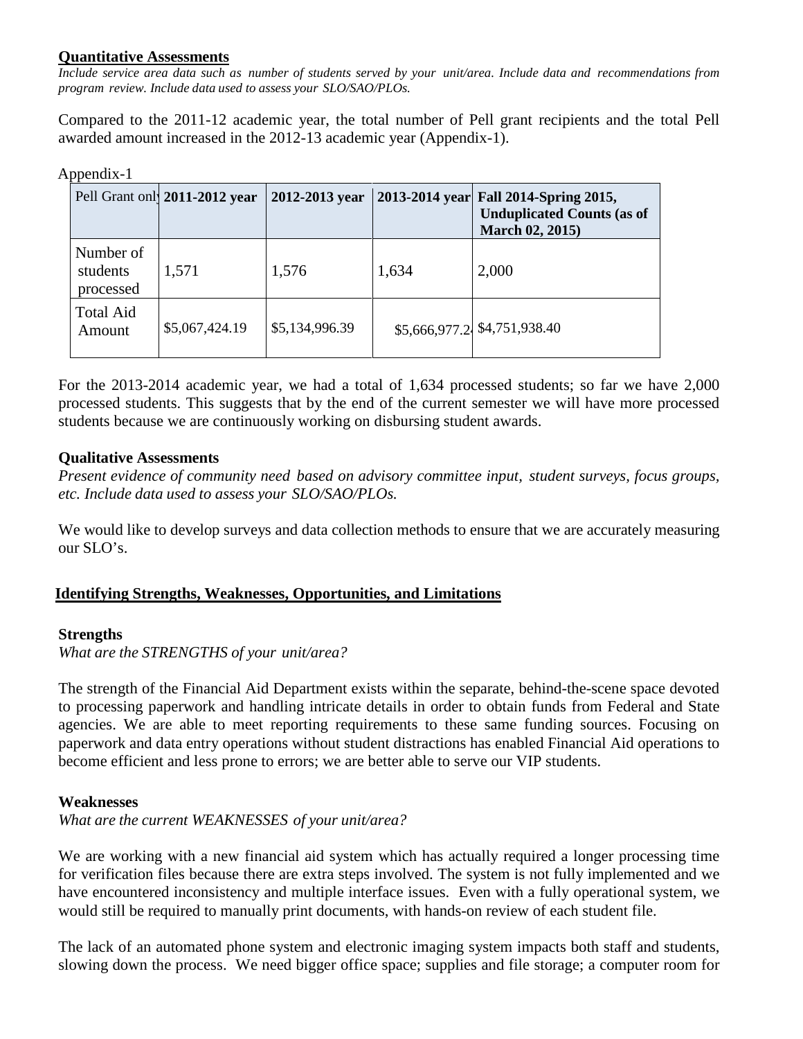### Quantitative Assessments

*Include service area data such as number of students served by your unit/area. Include data and recommendations from program review. Include data used to assess your SLO/SAO/PLOs.*

Compared to the 2011-12 academic year, the total number of Pell grant recipients and the total Pell awarded amount increased in the 2012-13 academic year (Appendix-1).

Appendix-1

| Pell Grant only | **2011-2012 year** | **2012-2013 year** | **2013-2014 year** | **Fall 2014-Spring 2015, Unduplicated Counts (as of March 02, 2015)** |
|---|---|---|---|---|
| Number of students processed | 1,571 | 1,576 | 1,634 | 2,000 |
| Total Aid Amount | $5,067,424.19 | $5,134,996.39 | $5,666,977.24 | $4,751,938.40 |

For the 2013-2014 academic year, we had a total of 1,634 processed students; so far we have 2,000 processed students. This suggests that by the end of the current semester we will have more processed students because we are continuously working on disbursing student awards.

### Qualitative Assessments

*Present evidence of community need based on advisory committee input, student surveys, focus groups, etc. Include data used to assess your SLO/SAO/PLOs.*

We would like to develop surveys and data collection methods to ensure that we are accurately measuring our SLO's.

## Identifying Strengths, Weaknesses, Opportunities, and Limitations

### Strengths

*What are the STRENGTHS of your unit/area?*

The strength of the Financial Aid Department exists within the separate, behind-the-scene space devoted to processing paperwork and handling intricate details in order to obtain funds from Federal and State agencies. We are able to meet reporting requirements to these same funding sources. Focusing on paperwork and data entry operations without student distractions has enabled Financial Aid operations to become efficient and less prone to errors; we are better able to serve our VIP students.

### Weaknesses

*What are the current WEAKNESSES of your unit/area?*

We are working with a new financial aid system which has actually required a longer processing time for verification files because there are extra steps involved. The system is not fully implemented and we have encountered inconsistency and multiple interface issues. Even with a fully operational system, we would still be required to manually print documents, with hands-on review of each student file.

The lack of an automated phone system and electronic imaging system impacts both staff and students, slowing down the process. We need bigger office space; supplies and file storage; a computer room for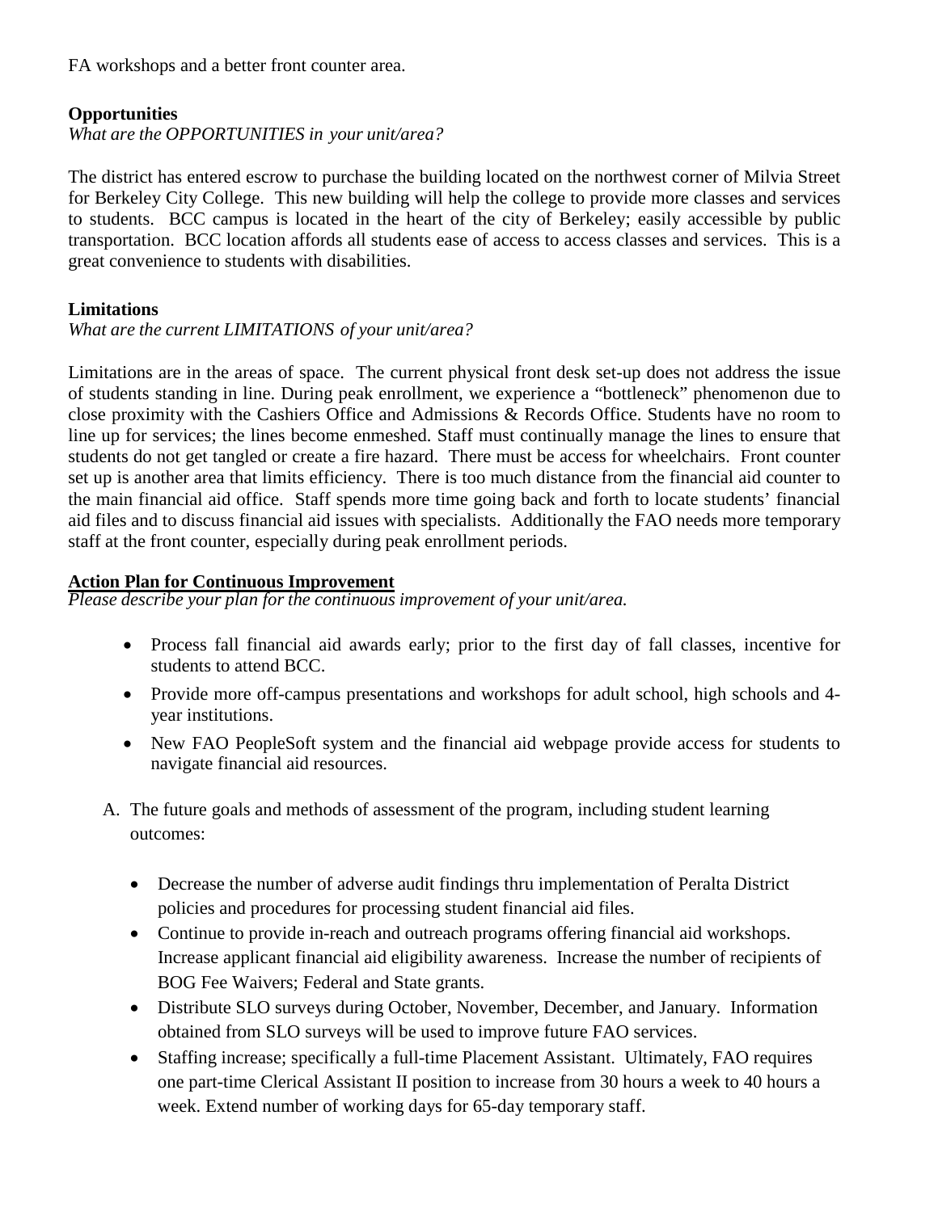FA workshops and a better front counter area.

**Opportunities**

*What are the OPPORTUNITIES in your unit/area?*

The district has entered escrow to purchase the building located on the northwest corner of Milvia Street for Berkeley City College. This new building will help the college to provide more classes and services to students. BCC campus is located in the heart of the city of Berkeley; easily accessible by public transportation. BCC location affords all students ease of access to access classes and services. This is a great convenience to students with disabilities.

**Limitations**

*What are the current LIMITATIONS of your unit/area?*

Limitations are in the areas of space. The current physical front desk set-up does not address the issue of students standing in line. During peak enrollment, we experience a "bottleneck" phenomenon due to close proximity with the Cashiers Office and Admissions & Records Office. Students have no room to line up for services; the lines become enmeshed. Staff must continually manage the lines to ensure that students do not get tangled or create a fire hazard. There must be access for wheelchairs. Front counter set up is another area that limits efficiency. There is too much distance from the financial aid counter to the main financial aid office. Staff spends more time going back and forth to locate students' financial aid files and to discuss financial aid issues with specialists. Additionally the FAO needs more temporary staff at the front counter, especially during peak enrollment periods.

**Action Plan for Continuous Improvement**

*Please describe your plan for the continuous improvement of your unit/area.*

- Process fall financial aid awards early; prior to the first day of fall classes, incentive for students to attend BCC.
- Provide more off-campus presentations and workshops for adult school, high schools and 4-year institutions.
- New FAO PeopleSoft system and the financial aid webpage provide access for students to navigate financial aid resources.

A. The future goals and methods of assessment of the program, including student learning outcomes:

- Decrease the number of adverse audit findings thru implementation of Peralta District policies and procedures for processing student financial aid files.
- Continue to provide in-reach and outreach programs offering financial aid workshops. Increase applicant financial aid eligibility awareness. Increase the number of recipients of BOG Fee Waivers; Federal and State grants.
- Distribute SLO surveys during October, November, December, and January. Information obtained from SLO surveys will be used to improve future FAO services.
- Staffing increase; specifically a full-time Placement Assistant. Ultimately, FAO requires one part-time Clerical Assistant II position to increase from 30 hours a week to 40 hours a week. Extend number of working days for 65-day temporary staff.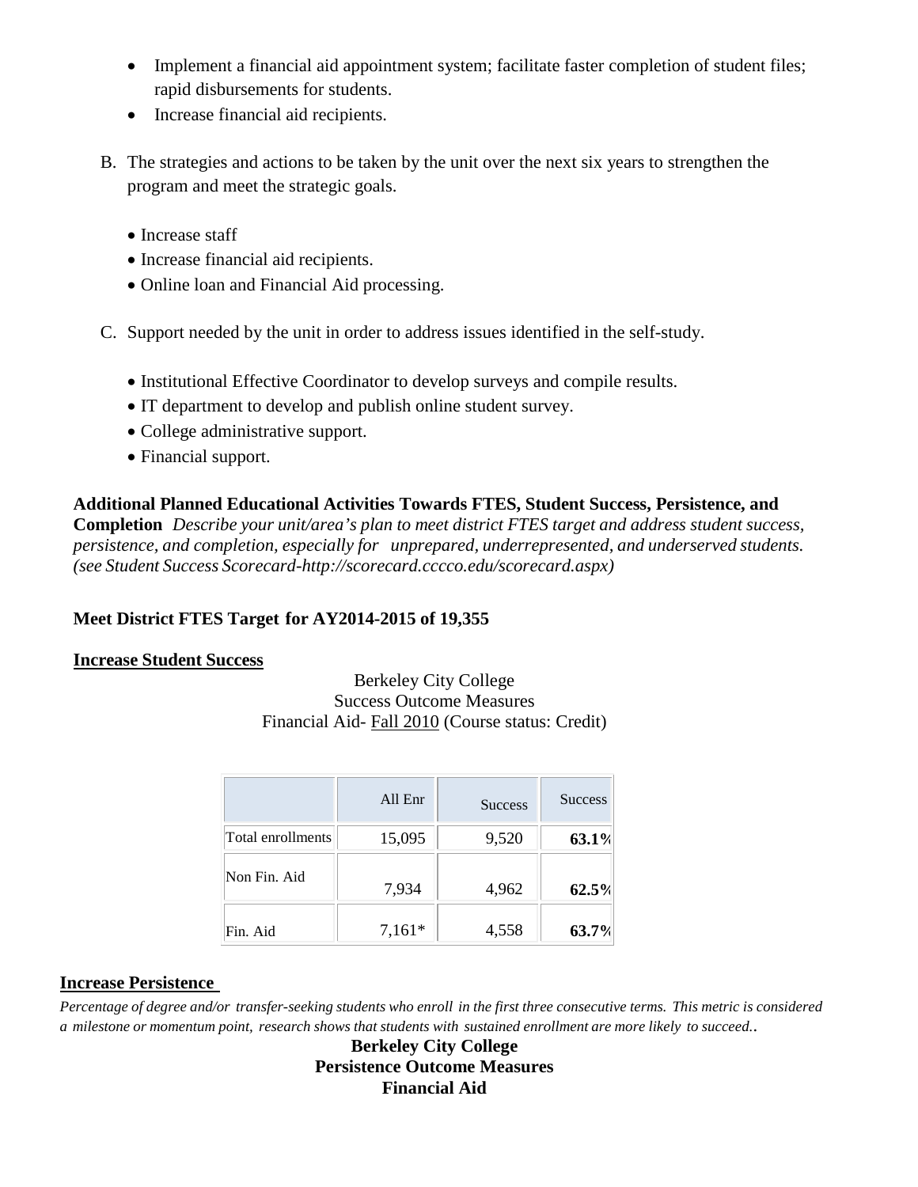- Implement a financial aid appointment system; facilitate faster completion of student files; rapid disbursements for students.
- Increase financial aid recipients.

B. The strategies and actions to be taken by the unit over the next six years to strengthen the program and meet the strategic goals.

- Increase staff
- Increase financial aid recipients.
- Online loan and Financial Aid processing.

C. Support needed by the unit in order to address issues identified in the self-study.

- Institutional Effective Coordinator to develop surveys and compile results.
- IT department to develop and publish online student survey.
- College administrative support.
- Financial support.

**Additional Planned Educational Activities Towards FTES, Student Success, Persistence, and Completion** *Describe your unit/area's plan to meet district FTES target and address student success, persistence, and completion, especially for unprepared, underrepresented, and underserved students. (see Student Success Scorecard-http://scorecard.cccco.edu/scorecard.aspx)*

**Meet District FTES Target for AY2014-2015 of 19,355**

**Increase Student Success**

Berkeley City College
Success Outcome Measures
Financial Aid- Fall 2010 (Course status: Credit)

| | All Enr | Success | Success |
|---|---|---|---|
| Total enrollments | 15,095 | 9,520 | **63.1%** |
| Non Fin. Aid | 7,934 | 4,962 | **62.5%** |
| Fin. Aid | 7,161* | 4,558 | **63.7%** |

**Increase Persistence**

*Percentage of degree and/or transfer-seeking students who enroll in the first three consecutive terms. This metric is considered a milestone or momentum point, research shows that students with sustained enrollment are more likely to succeed..*

**Berkeley City College**
**Persistence Outcome Measures**
**Financial Aid**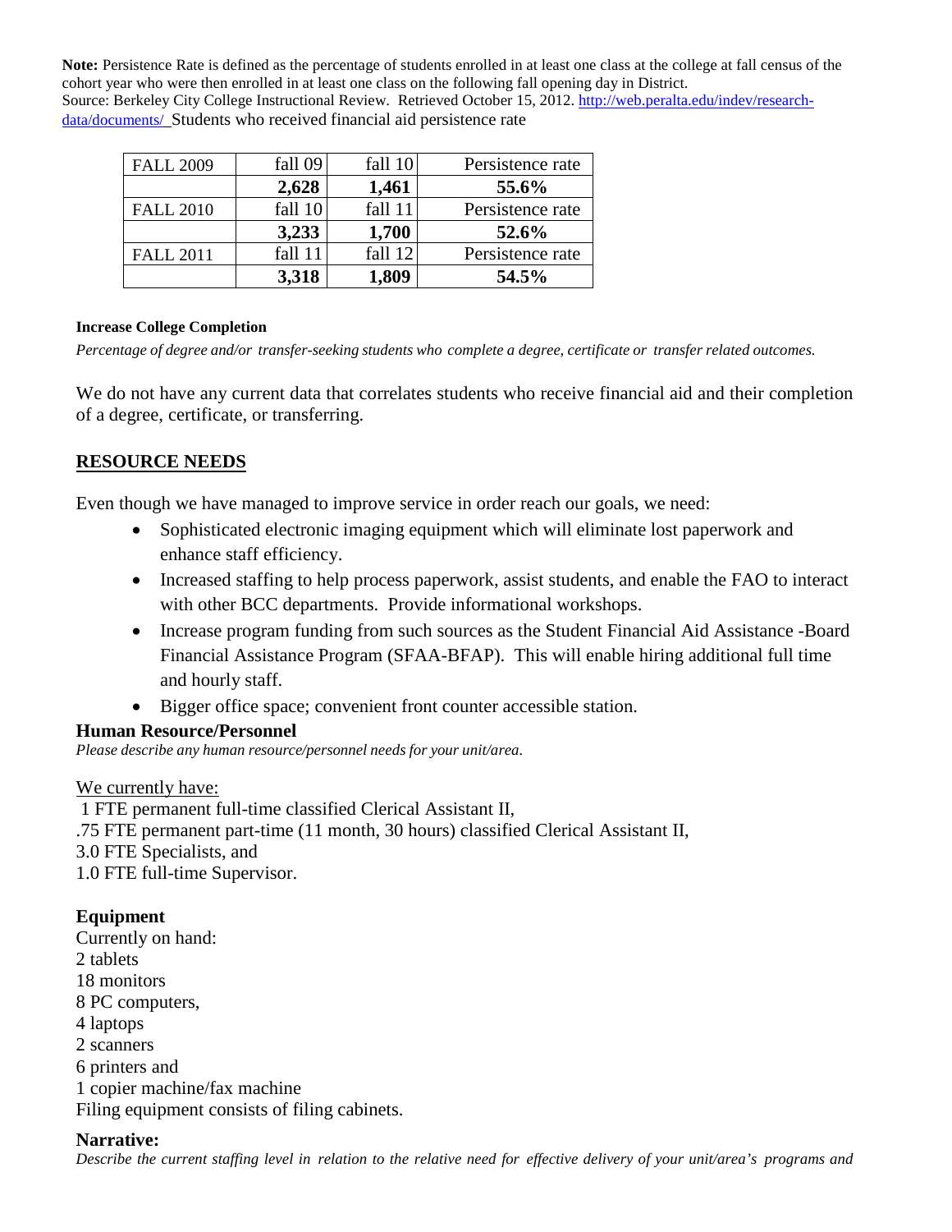**Note:** Persistence Rate is defined as the percentage of students enrolled in at least one class at the college at fall census of the cohort year who were then enrolled in at least one class on the following fall opening day in District.
Source: Berkeley City College Instructional Review. Retrieved October 15, 2012. http://web.peralta.edu/indev/research-data/documents/ Students who received financial aid persistence rate

| FALL 2009 | fall 09 | fall 10 | Persistence rate |
|---|---|---|---|
| | **2,628** | **1,461** | **55.6%** |
| FALL 2010 | fall 10 | fall 11 | Persistence rate |
| | **3,233** | **1,700** | **52.6%** |
| FALL 2011 | fall 11 | fall 12 | Persistence rate |
| | **3,318** | **1,809** | **54.5%** |

**Increase College Completion**

*Percentage of degree and/or transfer-seeking students who complete a degree, certificate or transfer related outcomes.*

We do not have any current data that correlates students who receive financial aid and their completion of a degree, certificate, or transferring.

## RESOURCE NEEDS

Even though we have managed to improve service in order reach our goals, we need:

- Sophisticated electronic imaging equipment which will eliminate lost paperwork and enhance staff efficiency.
- Increased staffing to help process paperwork, assist students, and enable the FAO to interact with other BCC departments. Provide informational workshops.
- Increase program funding from such sources as the Student Financial Aid Assistance -Board Financial Assistance Program (SFAA-BFAP). This will enable hiring additional full time and hourly staff.
- Bigger office space; convenient front counter accessible station.

### Human Resource/Personnel

*Please describe any human resource/personnel needs for your unit/area.*

We currently have:
1 FTE permanent full-time classified Clerical Assistant II,
.75 FTE permanent part-time (11 month, 30 hours) classified Clerical Assistant II,
3.0 FTE Specialists, and
1.0 FTE full-time Supervisor.

### Equipment

Currently on hand:
2 tablets
18 monitors
8 PC computers,
4 laptops
2 scanners
6 printers and
1 copier machine/fax machine
Filing equipment consists of filing cabinets.

### Narrative:

*Describe the current staffing level in relation to the relative need for effective delivery of your unit/area's programs and*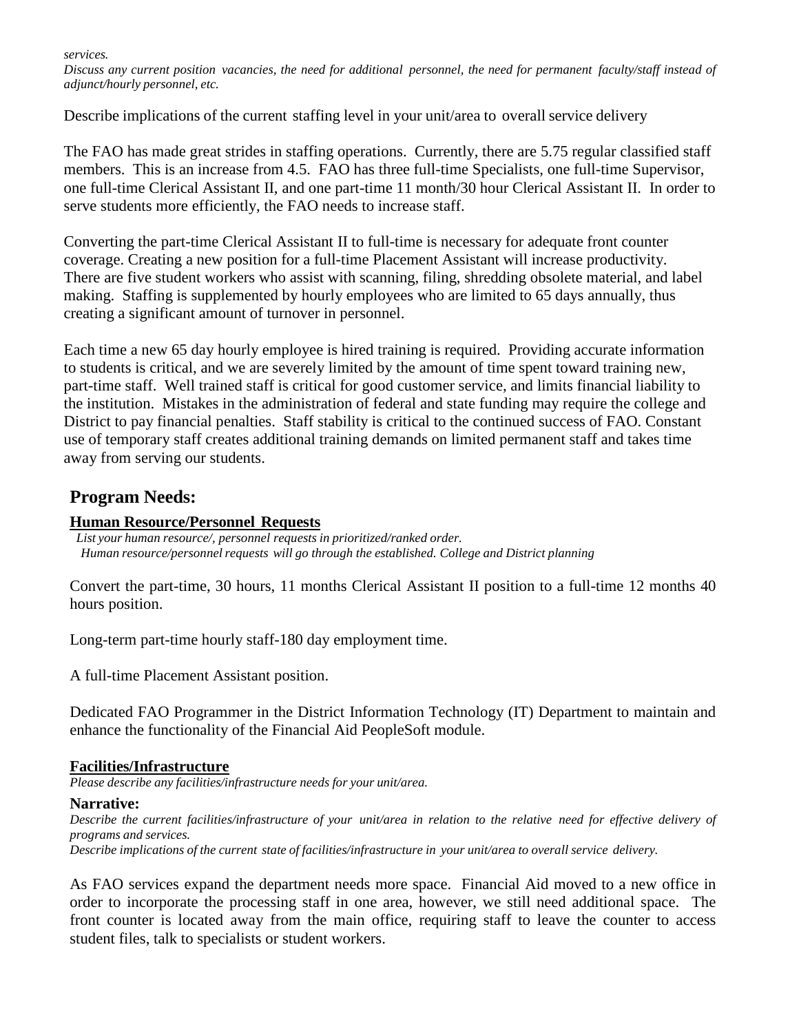*services.*
*Discuss any current position vacancies, the need for additional personnel, the need for permanent faculty/staff instead of adjunct/hourly personnel, etc.*

Describe implications of the current staffing level in your unit/area to overall service delivery

The FAO has made great strides in staffing operations. Currently, there are 5.75 regular classified staff members. This is an increase from 4.5. FAO has three full-time Specialists, one full-time Supervisor, one full-time Clerical Assistant II, and one part-time 11 month/30 hour Clerical Assistant II. In order to serve students more efficiently, the FAO needs to increase staff.

Converting the part-time Clerical Assistant II to full-time is necessary for adequate front counter coverage. Creating a new position for a full-time Placement Assistant will increase productivity. There are five student workers who assist with scanning, filing, shredding obsolete material, and label making. Staffing is supplemented by hourly employees who are limited to 65 days annually, thus creating a significant amount of turnover in personnel.

Each time a new 65 day hourly employee is hired training is required. Providing accurate information to students is critical, and we are severely limited by the amount of time spent toward training new, part-time staff. Well trained staff is critical for good customer service, and limits financial liability to the institution. Mistakes in the administration of federal and state funding may require the college and District to pay financial penalties. Staff stability is critical to the continued success of FAO. Constant use of temporary staff creates additional training demands on limited permanent staff and takes time away from serving our students.

## Program Needs:

### Human Resource/Personnel Requests

*List your human resource/, personnel requests in prioritized/ranked order.*
*Human resource/personnel requests will go through the established. College and District planning*

Convert the part-time, 30 hours, 11 months Clerical Assistant II position to a full-time 12 months 40 hours position.

Long-term part-time hourly staff-180 day employment time.

A full-time Placement Assistant position.

Dedicated FAO Programmer in the District Information Technology (IT) Department to maintain and enhance the functionality of the Financial Aid PeopleSoft module.

### Facilities/Infrastructure

*Please describe any facilities/infrastructure needs for your unit/area.*

**Narrative:**

*Describe the current facilities/infrastructure of your unit/area in relation to the relative need for effective delivery of programs and services.*
*Describe implications of the current state of facilities/infrastructure in your unit/area to overall service delivery.*

As FAO services expand the department needs more space. Financial Aid moved to a new office in order to incorporate the processing staff in one area, however, we still need additional space. The front counter is located away from the main office, requiring staff to leave the counter to access student files, talk to specialists or student workers.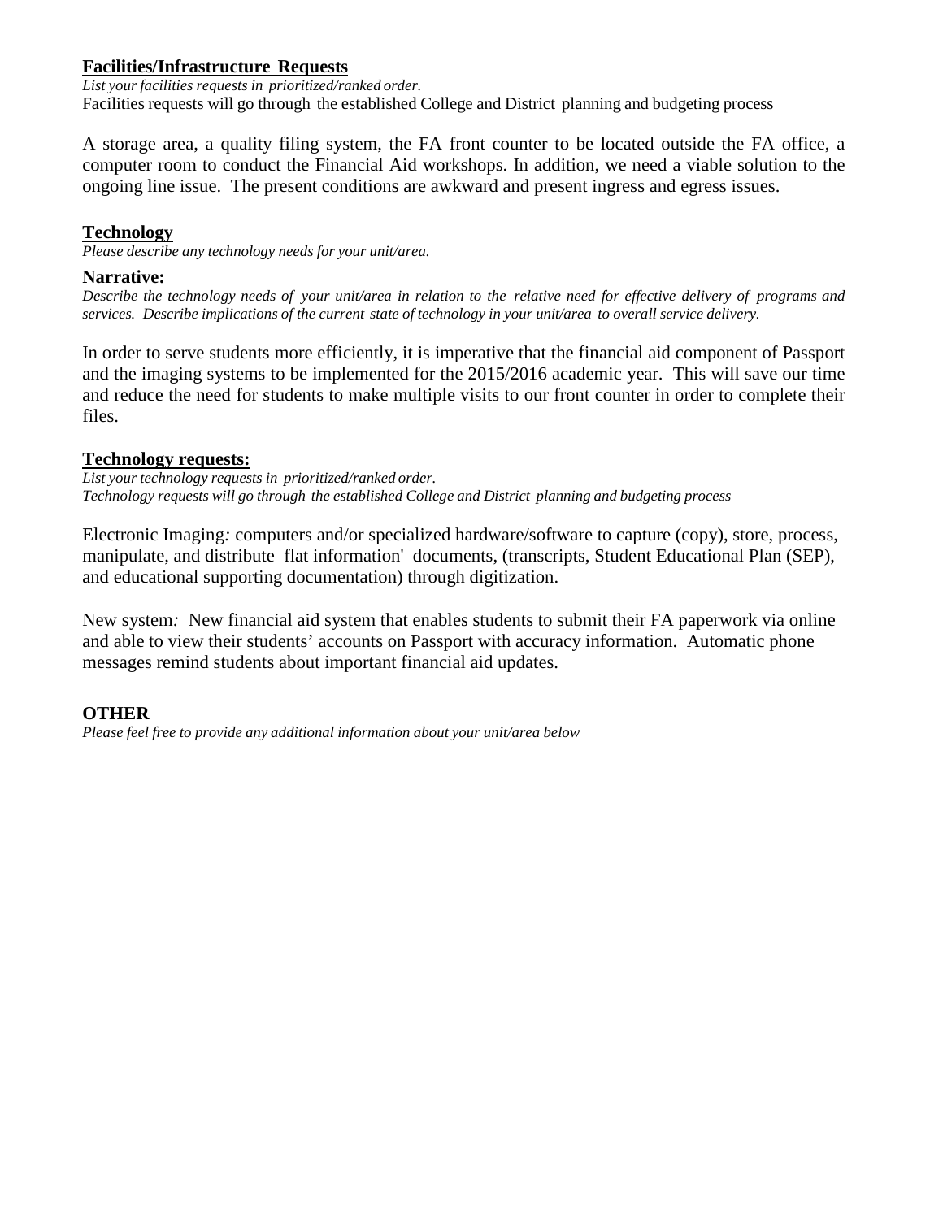**Facilities/Infrastructure Requests**

*List your facilities requests in prioritized/ranked order.*
Facilities requests will go through the established College and District planning and budgeting process

A storage area, a quality filing system, the FA front counter to be located outside the FA office, a computer room to conduct the Financial Aid workshops. In addition, we need a viable solution to the ongoing line issue. The present conditions are awkward and present ingress and egress issues.

**Technology**

*Please describe any technology needs for your unit/area.*

**Narrative:**

*Describe the technology needs of your unit/area in relation to the relative need for effective delivery of programs and services. Describe implications of the current state of technology in your unit/area to overall service delivery.*

In order to serve students more efficiently, it is imperative that the financial aid component of Passport and the imaging systems to be implemented for the 2015/2016 academic year. This will save our time and reduce the need for students to make multiple visits to our front counter in order to complete their files.

**Technology requests:**

*List your technology requests in prioritized/ranked order.*
*Technology requests will go through the established College and District planning and budgeting process*

Electronic Imaging*:* computers and/or specialized hardware/software to capture (copy), store, process, manipulate, and distribute flat information' documents, (transcripts, Student Educational Plan (SEP), and educational supporting documentation) through digitization.

New system*:* New financial aid system that enables students to submit their FA paperwork via online and able to view their students' accounts on Passport with accuracy information. Automatic phone messages remind students about important financial aid updates.

**OTHER**

*Please feel free to provide any additional information about your unit/area below*